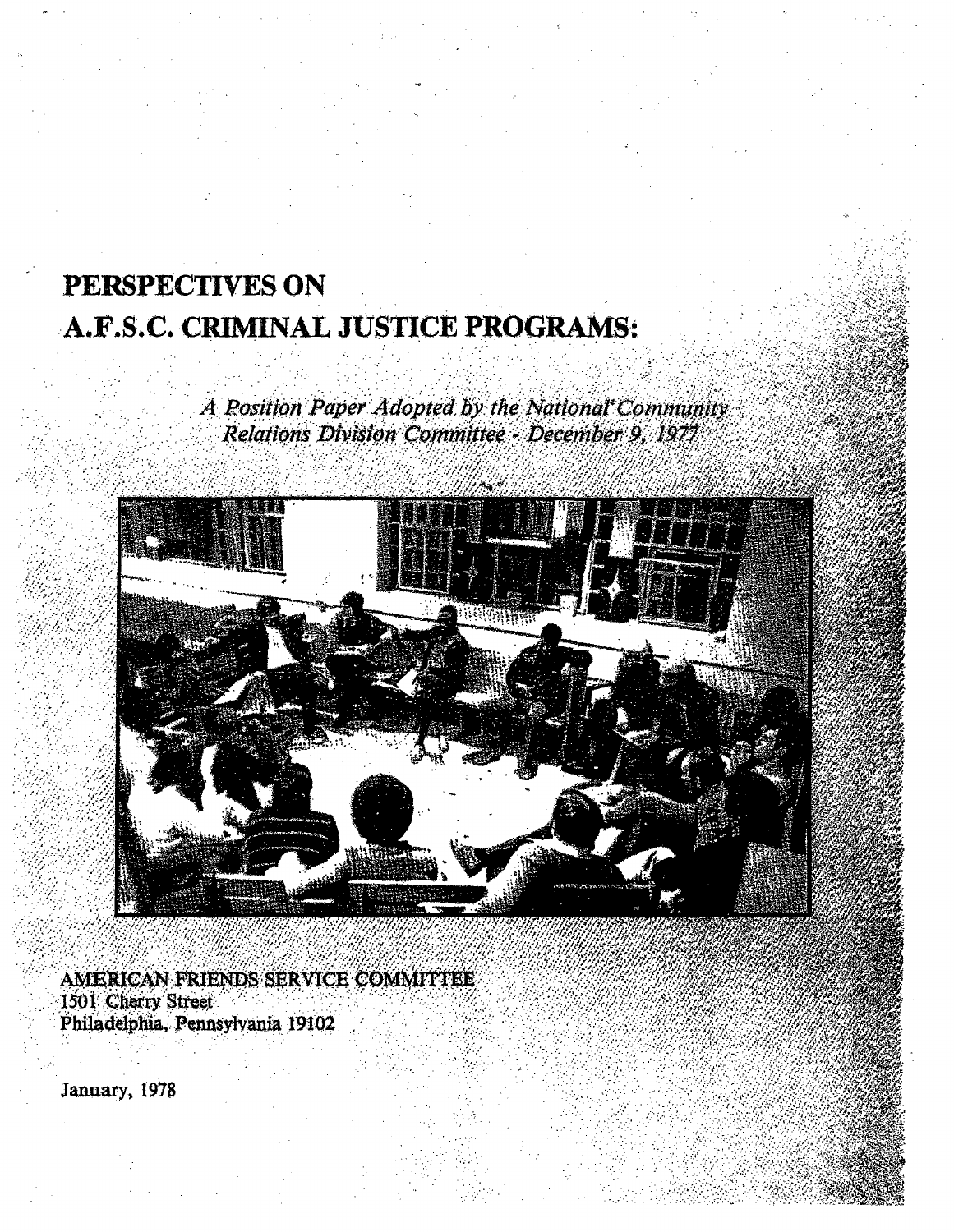# PERSPECTIVES ON A.F.S.C. CRIMINAL JUSTICE PROGRAMS:

*A Position Paper Adopted by the National Community Relations Division Committee - December 9, 1977*

AMERICAN FRIENDS SERVICE COMMITTEE
1501 Cherry Street
Philadelphia, Pennsylvania 19102

January, 1978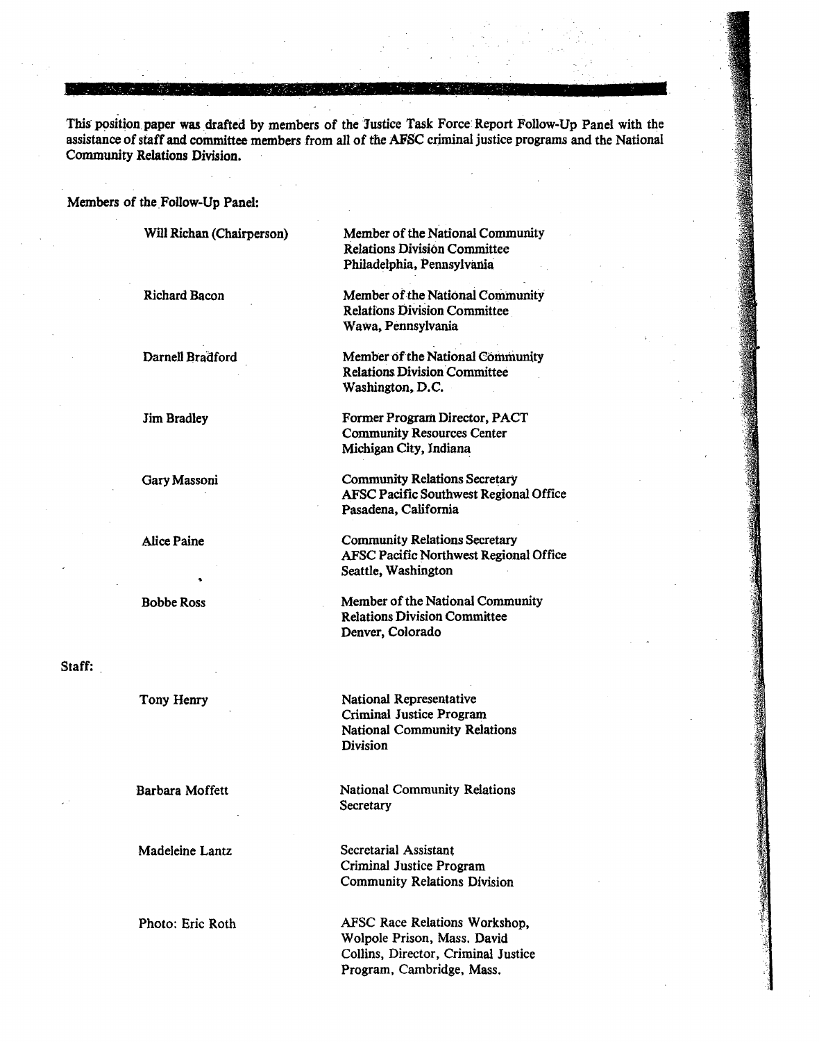This position paper was drafted by members of the Justice Task Force Report Follow-Up Panel with the assistance of staff and committee members from all of the AFSC criminal justice programs and the National Community Relations Division.

Members of the Follow-Up Panel:

| | |
|---|---|
| Will Richan (Chairperson) | Member of the National Community Relations Division Committee Philadelphia, Pennsylvania |
| Richard Bacon | Member of the National Community Relations Division Committee Wawa, Pennsylvania |
| Darnell Bradford | Member of the National Community Relations Division Committee Washington, D.C. |
| Jim Bradley | Former Program Director, PACT Community Resources Center Michigan City, Indiana |
| Gary Massoni | Community Relations Secretary AFSC Pacific Southwest Regional Office Pasadena, California |
| Alice Paine | Community Relations Secretary AFSC Pacific Northwest Regional Office Seattle, Washington |
| Bobbe Ross | Member of the National Community Relations Division Committee Denver, Colorado |

Staff:

| | |
|---|---|
| Tony Henry | National Representative Criminal Justice Program National Community Relations Division |
| Barbara Moffett | National Community Relations Secretary |
| Madeleine Lantz | Secretarial Assistant Criminal Justice Program Community Relations Division |
| Photo: Eric Roth | AFSC Race Relations Workshop, Wolpole Prison, Mass. David Collins, Director, Criminal Justice Program, Cambridge, Mass. |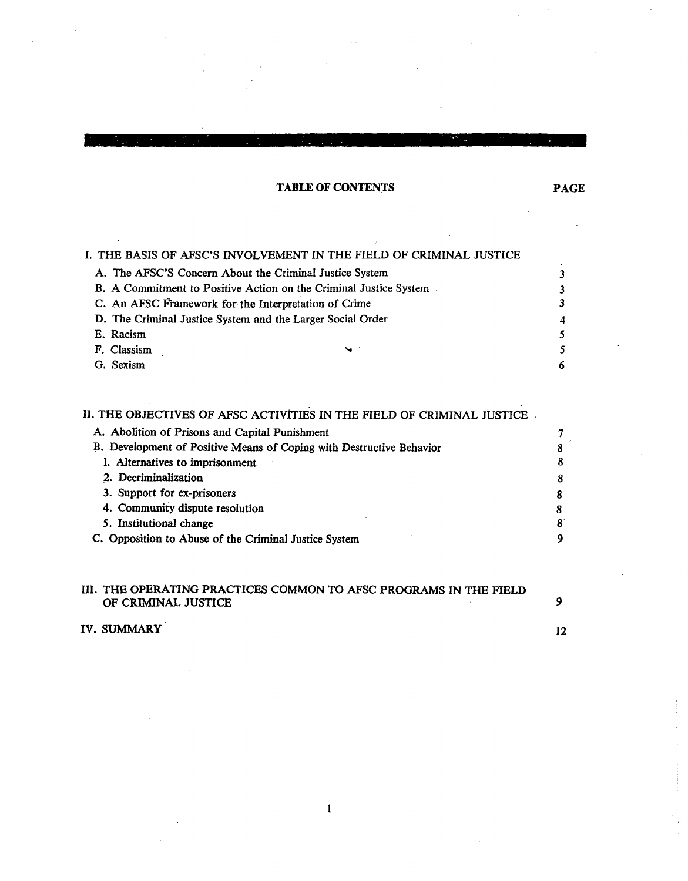## TABLE OF CONTENTS

| | PAGE |
|---|---|
| **I. THE BASIS OF AFSC'S INVOLVEMENT IN THE FIELD OF CRIMINAL JUSTICE** | |
| A. The AFSC'S Concern About the Criminal Justice System | 3 |
| B. A Commitment to Positive Action on the Criminal Justice System | 3 |
| C. An AFSC Framework for the Interpretation of Crime | 3 |
| D. The Criminal Justice System and the Larger Social Order | 4 |
| E. Racism | 5 |
| F. Classism | 5 |
| G. Sexism | 6 |
| **II. THE OBJECTIVES OF AFSC ACTIVITIES IN THE FIELD OF CRIMINAL JUSTICE** | |
| A. Abolition of Prisons and Capital Punishment | 7 |
| B. Development of Positive Means of Coping with Destructive Behavior | 8 |
| 1. Alternatives to imprisonment | 8 |
| 2. Decriminalization | 8 |
| 3. Support for ex-prisoners | 8 |
| 4. Community dispute resolution | 8 |
| 5. Institutional change | 8 |
| C. Opposition to Abuse of the Criminal Justice System | 9 |
| **III. THE OPERATING PRACTICES COMMON TO AFSC PROGRAMS IN THE FIELD OF CRIMINAL JUSTICE** | 9 |
| **IV. SUMMARY** | 12 |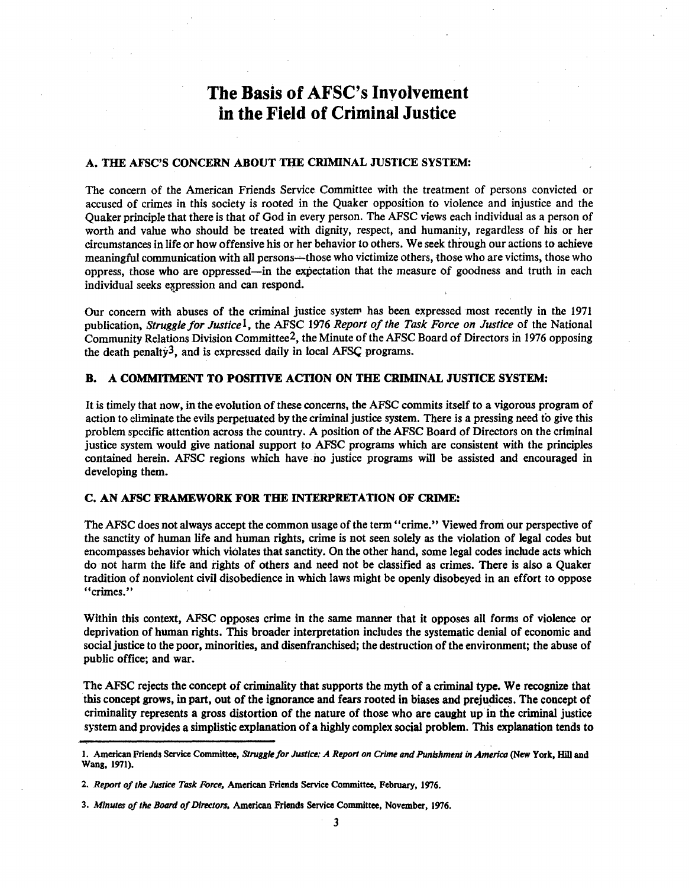# The Basis of AFSC's Involvement in the Field of Criminal Justice

### A. THE AFSC'S CONCERN ABOUT THE CRIMINAL JUSTICE SYSTEM:

The concern of the American Friends Service Committee with the treatment of persons convicted or accused of crimes in this society is rooted in the Quaker opposition to violence and injustice and the Quaker principle that there is that of God in every person. The AFSC views each individual as a person of worth and value who should be treated with dignity, respect, and humanity, regardless of his or her circumstances in life or how offensive his or her behavior to others. We seek through our actions to achieve meaningful communication with all persons—those who victimize others, those who are victims, those who oppress, those who are oppressed—in the expectation that the measure of goodness and truth in each individual seeks expression and can respond.

Our concern with abuses of the criminal justice system has been expressed most recently in the 1971 publication, *Struggle for Justice*[1], the AFSC 1976 *Report of the Task Force on Justice* of the National Community Relations Division Committee[2], the Minute of the AFSC Board of Directors in 1976 opposing the death penalty[3], and is expressed daily in local AFSC programs.

### B. A COMMITMENT TO POSITIVE ACTION ON THE CRIMINAL JUSTICE SYSTEM:

It is timely that now, in the evolution of these concerns, the AFSC commits itself to a vigorous program of action to eliminate the evils perpetuated by the criminal justice system. There is a pressing need to give this problem specific attention across the country. A position of the AFSC Board of Directors on the criminal justice system would give national support to AFSC programs which are consistent with the principles contained herein. AFSC regions which have no justice programs will be assisted and encouraged in developing them.

### C. AN AFSC FRAMEWORK FOR THE INTERPRETATION OF CRIME:

The AFSC does not always accept the common usage of the term "crime." Viewed from our perspective of the sanctity of human life and human rights, crime is not seen solely as the violation of legal codes but encompasses behavior which violates that sanctity. On the other hand, some legal codes include acts which do not harm the life and rights of others and need not be classified as crimes. There is also a Quaker tradition of nonviolent civil disobedience in which laws might be openly disobeyed in an effort to oppose "crimes."

Within this context, AFSC opposes crime in the same manner that it opposes all forms of violence or deprivation of human rights. This broader interpretation includes the systematic denial of economic and social justice to the poor, minorities, and disenfranchised; the destruction of the environment; the abuse of public office; and war.

The AFSC rejects the concept of criminality that supports the myth of a criminal type. We recognize that this concept grows, in part, out of the ignorance and fears rooted in biases and prejudices. The concept of criminality represents a gross distortion of the nature of those who are caught up in the criminal justice system and provides a simplistic explanation of a highly complex social problem. This explanation tends to

---

1. American Friends Service Committee, *Struggle for Justice: A Report on Crime and Punishment in America* (New York, Hill and Wang, 1971).

2. *Report of the Justice Task Force,* American Friends Service Committee, February, 1976.

3. *Minutes of the Board of Directors,* American Friends Service Committee, November, 1976.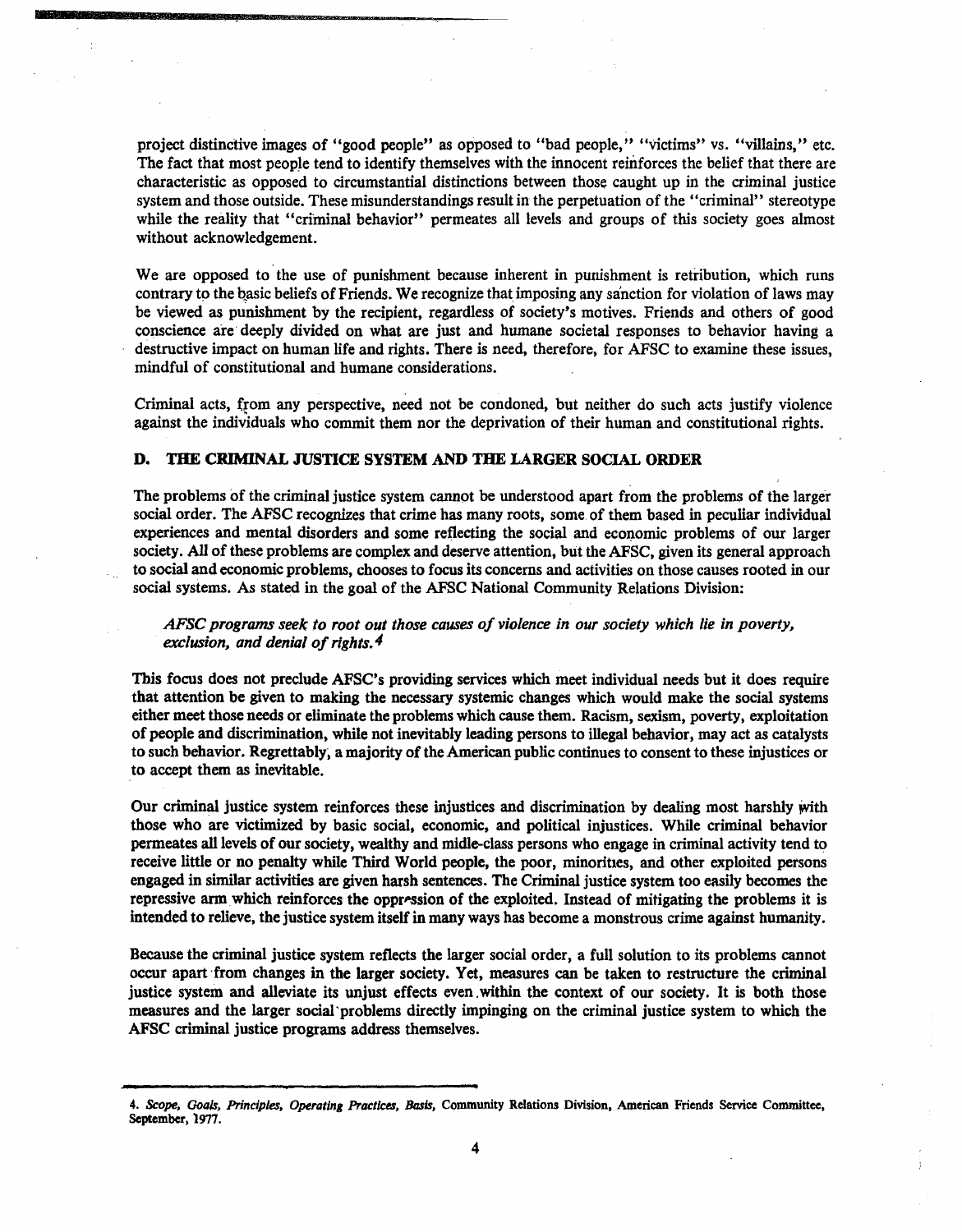project distinctive images of "good people" as opposed to "bad people," "victims" vs. "villains," etc. The fact that most people tend to identify themselves with the innocent reinforces the belief that there are characteristic as opposed to circumstantial distinctions between those caught up in the criminal justice system and those outside. These misunderstandings result in the perpetuation of the "criminal" stereotype while the reality that "criminal behavior" permeates all levels and groups of this society goes almost without acknowledgement.

We are opposed to the use of punishment because inherent in punishment is retribution, which runs contrary to the basic beliefs of Friends. We recognize that imposing any sanction for violation of laws may be viewed as punishment by the recipient, regardless of society's motives. Friends and others of good conscience are deeply divided on what are just and humane societal responses to behavior having a destructive impact on human life and rights. There is need, therefore, for AFSC to examine these issues, mindful of constitutional and humane considerations.

Criminal acts, from any perspective, need not be condoned, but neither do such acts justify violence against the individuals who commit them nor the deprivation of their human and constitutional rights.

## D. THE CRIMINAL JUSTICE SYSTEM AND THE LARGER SOCIAL ORDER

The problems of the criminal justice system cannot be understood apart from the problems of the larger social order. The AFSC recognizes that crime has many roots, some of them based in peculiar individual experiences and mental disorders and some reflecting the social and economic problems of our larger society. All of these problems are complex and deserve attention, but the AFSC, given its general approach to social and economic problems, chooses to focus its concerns and activities on those causes rooted in our social systems. As stated in the goal of the AFSC National Community Relations Division:

> *AFSC programs seek to root out those causes of violence in our society which lie in poverty, exclusion, and denial of rights.*[4]

This focus does not preclude AFSC's providing services which meet individual needs but it does require that attention be given to making the necessary systemic changes which would make the social systems either meet those needs or eliminate the problems which cause them. Racism, sexism, poverty, exploitation of people and discrimination, while not inevitably leading persons to illegal behavior, may act as catalysts to such behavior. Regrettably, a majority of the American public continues to consent to these injustices or to accept them as inevitable.

Our criminal justice system reinforces these injustices and discrimination by dealing most harshly with those who are victimized by basic social, economic, and political injustices. While criminal behavior permeates all levels of our society, wealthy and midle-class persons who engage in criminal activity tend to receive little or no penalty while Third World people, the poor, minorities, and other exploited persons engaged in similar activities are given harsh sentences. The Criminal justice system too easily becomes the repressive arm which reinforces the oppression of the exploited. Instead of mitigating the problems it is intended to relieve, the justice system itself in many ways has become a monstrous crime against humanity.

Because the criminal justice system reflects the larger social order, a full solution to its problems cannot occur apart from changes in the larger society. Yet, measures can be taken to restructure the criminal justice system and alleviate its unjust effects even within the context of our society. It is both those measures and the larger social problems directly impinging on the criminal justice system to which the AFSC criminal justice programs address themselves.

---

4. *Scope, Goals, Principles, Operating Practices, Basis,* Community Relations Division, American Friends Service Committee, September, 1977.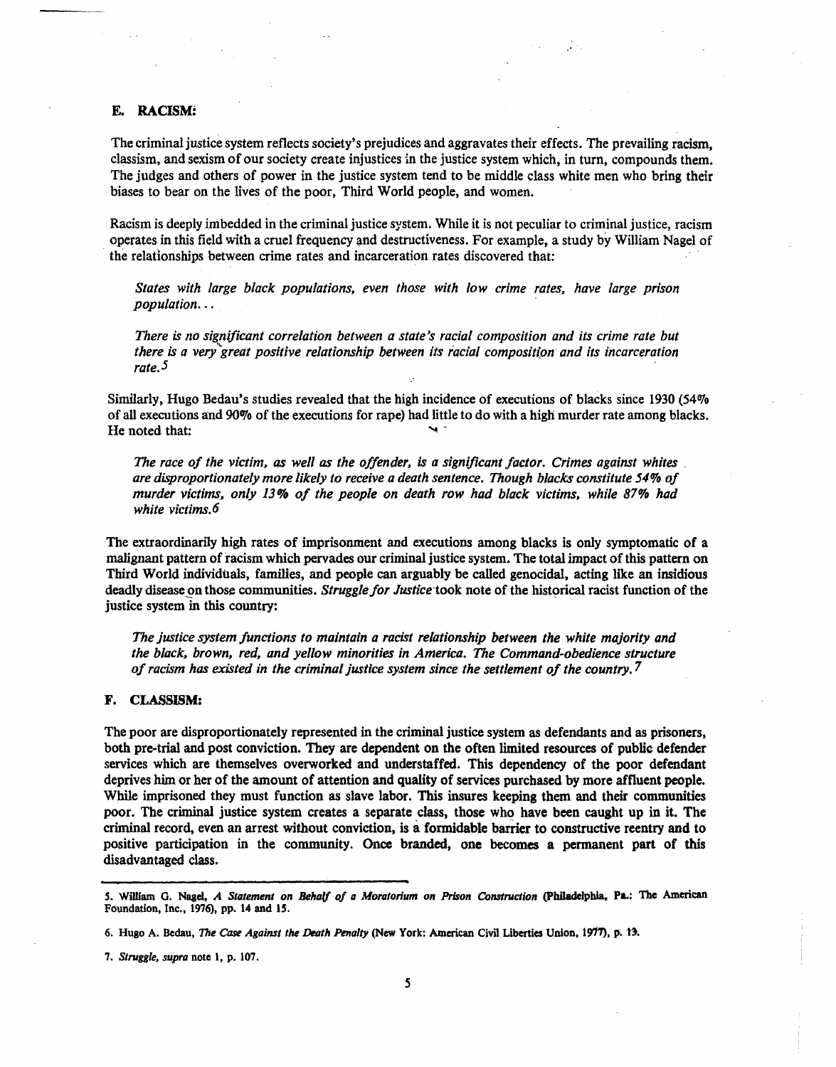## E. RACISM:

The criminal justice system reflects society's prejudices and aggravates their effects. The prevailing racism, classism, and sexism of our society create injustices in the justice system which, in turn, compounds them. The judges and others of power in the justice system tend to be middle class white men who bring their biases to bear on the lives of the poor, Third World people, and women.

Racism is deeply imbedded in the criminal justice system. While it is not peculiar to criminal justice, racism operates in this field with a cruel frequency and destructiveness. For example, a study by William Nagel of the relationships between crime rates and incarceration rates discovered that:

> *States with large black populations, even those with low crime rates, have large prison population...*
>
> *There is no significant correlation between a state's racial composition and its crime rate but there is a very great positive relationship between its racial composition and its incarceration rate.*[5]

Similarly, Hugo Bedau's studies revealed that the high incidence of executions of blacks since 1930 (54% of all executions and 90% of the executions for rape) had little to do with a high murder rate among blacks. He noted that:

> *The race of the victim, as well as the offender, is a significant factor. Crimes against whites are disproportionately more likely to receive a death sentence. Though blacks constitute 54% of murder victims, only 13% of the people on death row had black victims, while 87% had white victims.*[6]

The extraordinarily high rates of imprisonment and executions among blacks is only symptomatic of a malignant pattern of racism which pervades our criminal justice system. The total impact of this pattern on Third World individuals, families, and people can arguably be called genocidal, acting like an insidious deadly disease on those communities. *Struggle for Justice* took note of the historical racist function of the justice system in this country:

> *The justice system functions to maintain a racist relationship between the white majority and the black, brown, red, and yellow minorities in America. The Command-obedience structure of racism has existed in the criminal justice system since the settlement of the country.*[7]

## F. CLASSISM:

The poor are disproportionately represented in the criminal justice system as defendants and as prisoners, both pre-trial and post conviction. They are dependent on the often limited resources of public defender services which are themselves overworked and understaffed. This dependency of the poor defendant deprives him or her of the amount of attention and quality of services purchased by more affluent people. While imprisoned they must function as slave labor. This insures keeping them and their communities poor. The criminal justice system creates a separate class, those who have been caught up in it. The criminal record, even an arrest without conviction, is a formidable barrier to constructive reentry and to positive participation in the community. Once branded, one becomes a permanent part of this disadvantaged class.

---

5. William G. Nagel, *A Statement on Behalf of a Moratorium on Prison Construction* (Philadelphia, Pa.: The American Foundation, Inc., 1976), pp. 14 and 15.

6. Hugo A. Bedau, *The Case Against the Death Penalty* (New York: American Civil Liberties Union, 1977), p. 13.

7. *Struggle, supra* note 1, p. 107.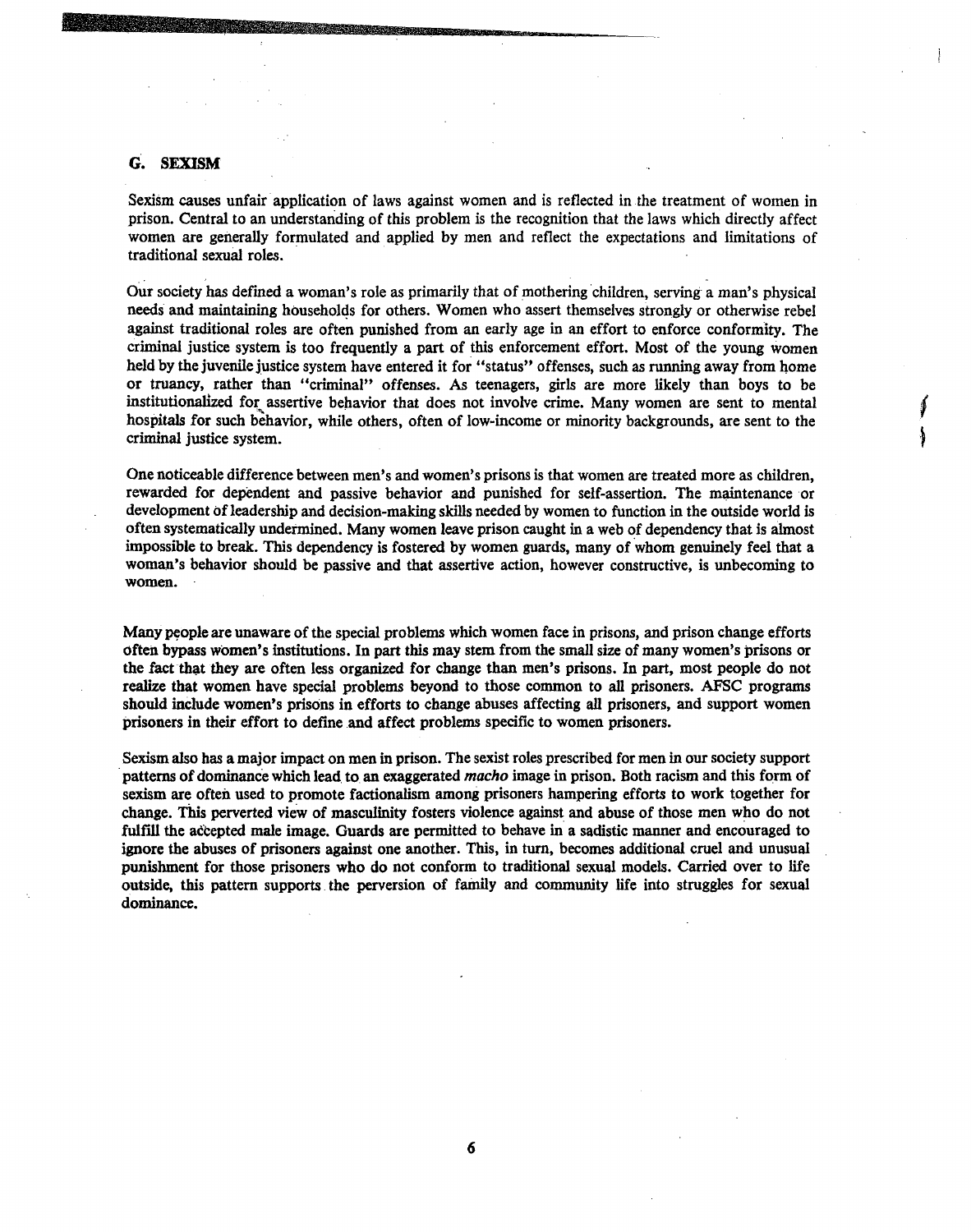## G. SEXISM

Sexism causes unfair application of laws against women and is reflected in the treatment of women in prison. Central to an understanding of this problem is the recognition that the laws which directly affect women are generally formulated and applied by men and reflect the expectations and limitations of traditional sexual roles.

Our society has defined a woman's role as primarily that of mothering children, serving a man's physical needs and maintaining households for others. Women who assert themselves strongly or otherwise rebel against traditional roles are often punished from an early age in an effort to enforce conformity. The criminal justice system is too frequently a part of this enforcement effort. Most of the young women held by the juvenile justice system have entered it for "status" offenses, such as running away from home or truancy, rather than "criminal" offenses. As teenagers, girls are more likely than boys to be institutionalized for assertive behavior that does not involve crime. Many women are sent to mental hospitals for such behavior, while others, often of low-income or minority backgrounds, are sent to the criminal justice system.

One noticeable difference between men's and women's prisons is that women are treated more as children, rewarded for dependent and passive behavior and punished for self-assertion. The maintenance or development of leadership and decision-making skills needed by women to function in the outside world is often systematically undermined. Many women leave prison caught in a web of dependency that is almost impossible to break. This dependency is fostered by women guards, many of whom genuinely feel that a woman's behavior should be passive and that assertive action, however constructive, is unbecoming to women.

Many people are unaware of the special problems which women face in prisons, and prison change efforts often bypass women's institutions. In part this may stem from the small size of many women's prisons or the fact that they are often less organized for change than men's prisons. In part, most people do not realize that women have special problems beyond to those common to all prisoners. AFSC programs should include women's prisons in efforts to change abuses affecting all prisoners, and support women prisoners in their effort to define and affect problems specific to women prisoners.

Sexism also has a major impact on men in prison. The sexist roles prescribed for men in our society support patterns of dominance which lead to an exaggerated *macho* image in prison. Both racism and this form of sexism are often used to promote factionalism among prisoners hampering efforts to work together for change. This perverted view of masculinity fosters violence against and abuse of those men who do not fulfill the accepted male image. Guards are permitted to behave in a sadistic manner and encouraged to ignore the abuses of prisoners against one another. This, in turn, becomes additional cruel and unusual punishment for those prisoners who do not conform to traditional sexual models. Carried over to life outside, this pattern supports the perversion of family and community life into struggles for sexual dominance.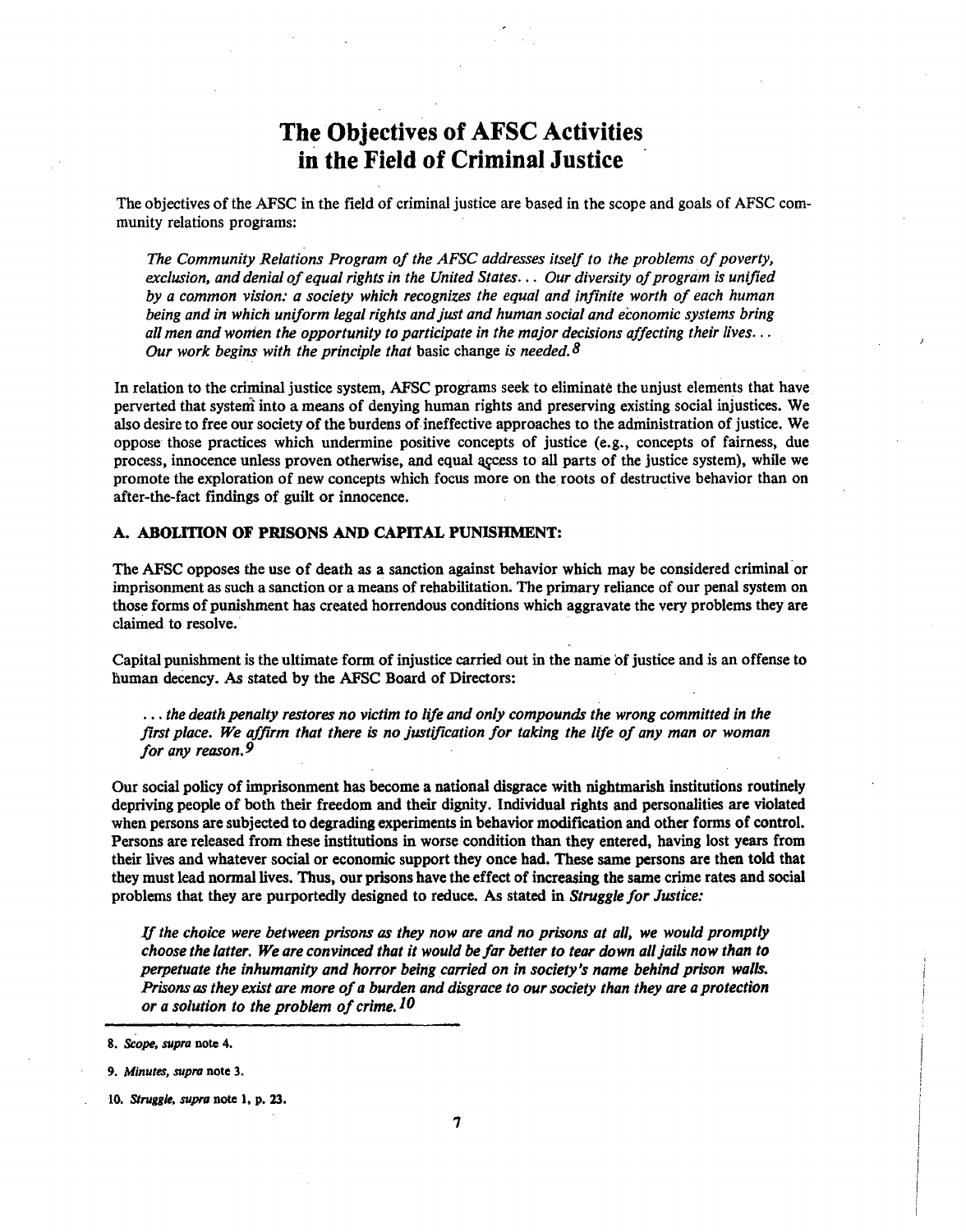# The Objectives of AFSC Activities in the Field of Criminal Justice

The objectives of the AFSC in the field of criminal justice are based in the scope and goals of AFSC community relations programs:

> *The Community Relations Program of the AFSC addresses itself to the problems of poverty, exclusion, and denial of equal rights in the United States... Our diversity of program is unified by a common vision: a society which recognizes the equal and infinite worth of each human being and in which uniform legal rights and just and human social and economic systems bring all men and women the opportunity to participate in the major decisions affecting their lives... Our work begins with the principle that* basic change *is needed.*[8]

In relation to the criminal justice system, AFSC programs seek to eliminate the unjust elements that have perverted that system into a means of denying human rights and preserving existing social injustices. We also desire to free our society of the burdens of ineffective approaches to the administration of justice. We oppose those practices which undermine positive concepts of justice (e.g., concepts of fairness, due process, innocence unless proven otherwise, and equal access to all parts of the justice system), while we promote the exploration of new concepts which focus more on the roots of destructive behavior than on after-the-fact findings of guilt or innocence.

## A. ABOLITION OF PRISONS AND CAPITAL PUNISHMENT:

The AFSC opposes the use of death as a sanction against behavior which may be considered criminal or imprisonment as such a sanction or a means of rehabilitation. The primary reliance of our penal system on those forms of punishment has created horrendous conditions which aggravate the very problems they are claimed to resolve.

Capital punishment is the ultimate form of injustice carried out in the name of justice and is an offense to human decency. As stated by the AFSC Board of Directors:

> *... the death penalty restores no victim to life and only compounds the wrong committed in the first place. We affirm that there is no justification for taking the life of any man or woman for any reason.*[9]

Our social policy of imprisonment has become a national disgrace with nightmarish institutions routinely depriving people of both their freedom and their dignity. Individual rights and personalities are violated when persons are subjected to degrading experiments in behavior modification and other forms of control. Persons are released from these institutions in worse condition than they entered, having lost years from their lives and whatever social or economic support they once had. These same persons are then told that they must lead normal lives. Thus, our prisons have the effect of increasing the same crime rates and social problems that they are purportedly designed to reduce. As stated in *Struggle for Justice:*

> *If the choice were between prisons as they now are and no prisons at all, we would promptly choose the latter. We are convinced that it would be far better to tear down all jails now than to perpetuate the inhumanity and horror being carried on in society's name behind prison walls. Prisons as they exist are more of a burden and disgrace to our society than they are a protection or a solution to the problem of crime.*[10]

---

8. *Scope, supra* note 4.

9. *Minutes, supra* note 3.

10. *Struggle, supra* note 1, p. 23.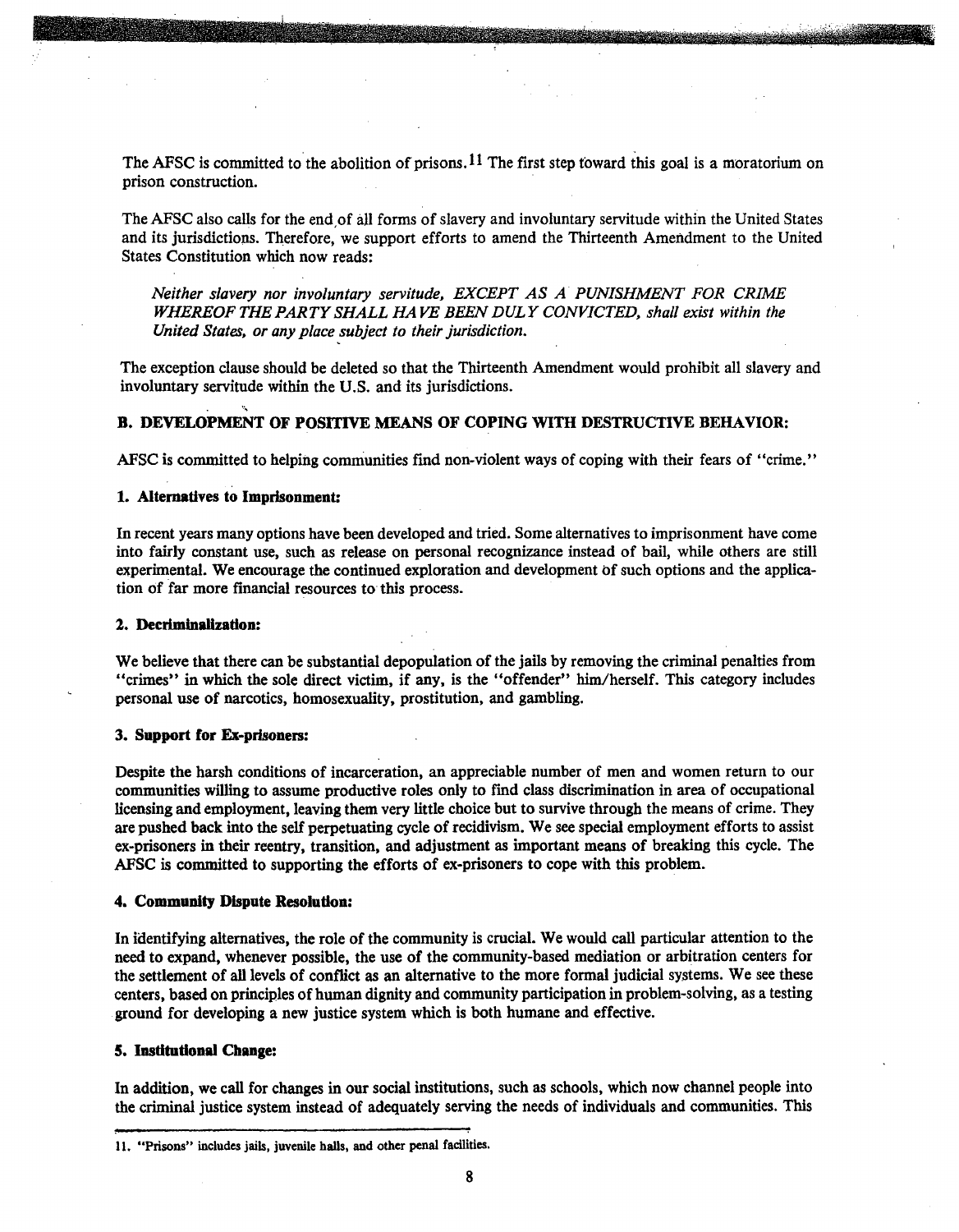The AFSC is committed to the abolition of prisons.[11] The first step toward this goal is a moratorium on prison construction.

The AFSC also calls for the end of all forms of slavery and involuntary servitude within the United States and its jurisdictions. Therefore, we support efforts to amend the Thirteenth Amendment to the United States Constitution which now reads:

> *Neither slavery nor involuntary servitude, EXCEPT AS A PUNISHMENT FOR CRIME WHEREOF THE PARTY SHALL HAVE BEEN DULY CONVICTED, shall exist within the United States, or any place subject to their jurisdiction.*

The exception clause should be deleted so that the Thirteenth Amendment would prohibit all slavery and involuntary servitude within the U.S. and its jurisdictions.

### B. DEVELOPMENT OF POSITIVE MEANS OF COPING WITH DESTRUCTIVE BEHAVIOR:

AFSC is committed to helping communities find non-violent ways of coping with their fears of "crime."

#### 1. Alternatives to Imprisonment:

In recent years many options have been developed and tried. Some alternatives to imprisonment have come into fairly constant use, such as release on personal recognizance instead of bail, while others are still experimental. We encourage the continued exploration and development of such options and the application of far more financial resources to this process.

#### 2. Decriminalization:

We believe that there can be substantial depopulation of the jails by removing the criminal penalties from "crimes" in which the sole direct victim, if any, is the "offender" him/herself. This category includes personal use of narcotics, homosexuality, prostitution, and gambling.

#### 3. Support for Ex-prisoners:

Despite the harsh conditions of incarceration, an appreciable number of men and women return to our communities willing to assume productive roles only to find class discrimination in area of occupational licensing and employment, leaving them very little choice but to survive through the means of crime. They are pushed back into the self perpetuating cycle of recidivism. We see special employment efforts to assist ex-prisoners in their reentry, transition, and adjustment as important means of breaking this cycle. The AFSC is committed to supporting the efforts of ex-prisoners to cope with this problem.

#### 4. Community Dispute Resolution:

In identifying alternatives, the role of the community is crucial. We would call particular attention to the need to expand, whenever possible, the use of the community-based mediation or arbitration centers for the settlement of all levels of conflict as an alternative to the more formal judicial systems. We see these centers, based on principles of human dignity and community participation in problem-solving, as a testing ground for developing a new justice system which is both humane and effective.

#### 5. Institutional Change:

In addition, we call for changes in our social institutions, such as schools, which now channel people into the criminal justice system instead of adequately serving the needs of individuals and communities. This

---

11. "Prisons" includes jails, juvenile halls, and other penal facilities.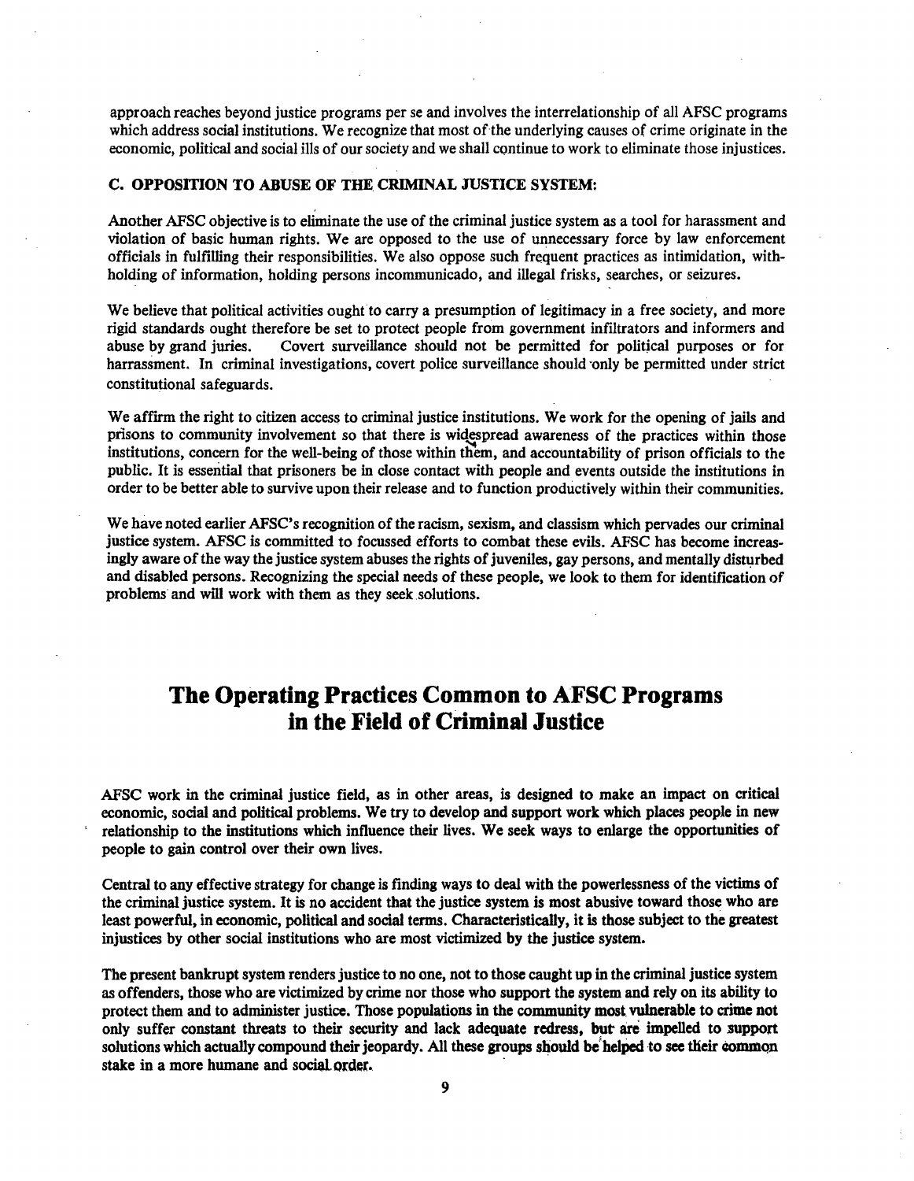approach reaches beyond justice programs per se and involves the interrelationship of all AFSC programs which address social institutions. We recognize that most of the underlying causes of crime originate in the economic, political and social ills of our society and we shall continue to work to eliminate those injustices.

### C. OPPOSITION TO ABUSE OF THE CRIMINAL JUSTICE SYSTEM:

Another AFSC objective is to eliminate the use of the criminal justice system as a tool for harassment and violation of basic human rights. We are opposed to the use of unnecessary force by law enforcement officials in fulfilling their responsibilities. We also oppose such frequent practices as intimidation, withholding of information, holding persons incommunicado, and illegal frisks, searches, or seizures.

We believe that political activities ought to carry a presumption of legitimacy in a free society, and more rigid standards ought therefore be set to protect people from government infiltrators and informers and abuse by grand juries. Covert surveillance should not be permitted for political purposes or for harrassment. In criminal investigations, covert police surveillance should only be permitted under strict constitutional safeguards.

We affirm the right to citizen access to criminal justice institutions. We work for the opening of jails and prisons to community involvement so that there is widespread awareness of the practices within those institutions, concern for the well-being of those within them, and accountability of prison officials to the public. It is essential that prisoners be in close contact with people and events outside the institutions in order to be better able to survive upon their release and to function productively within their communities.

We have noted earlier AFSC's recognition of the racism, sexism, and classism which pervades our criminal justice system. AFSC is committed to focussed efforts to combat these evils. AFSC has become increasingly aware of the way the justice system abuses the rights of juveniles, gay persons, and mentally disturbed and disabled persons. Recognizing the special needs of these people, we look to them for identification of problems and will work with them as they seek solutions.

## The Operating Practices Common to AFSC Programs in the Field of Criminal Justice

AFSC work in the criminal justice field, as in other areas, is designed to make an impact on critical economic, social and political problems. We try to develop and support work which places people in new relationship to the institutions which influence their lives. We seek ways to enlarge the opportunities of people to gain control over their own lives.

Central to any effective strategy for change is finding ways to deal with the powerlessness of the victims of the criminal justice system. It is no accident that the justice system is most abusive toward those who are least powerful, in economic, political and social terms. Characteristically, it is those subject to the greatest injustices by other social institutions who are most victimized by the justice system.

The present bankrupt system renders justice to no one, not to those caught up in the criminal justice system as offenders, those who are victimized by crime nor those who support the system and rely on its ability to protect them and to administer justice. Those populations in the community most vulnerable to crime not only suffer constant threats to their security and lack adequate redress, but are impelled to support solutions which actually compound their jeopardy. All these groups should be helped to see their common stake in a more humane and social order.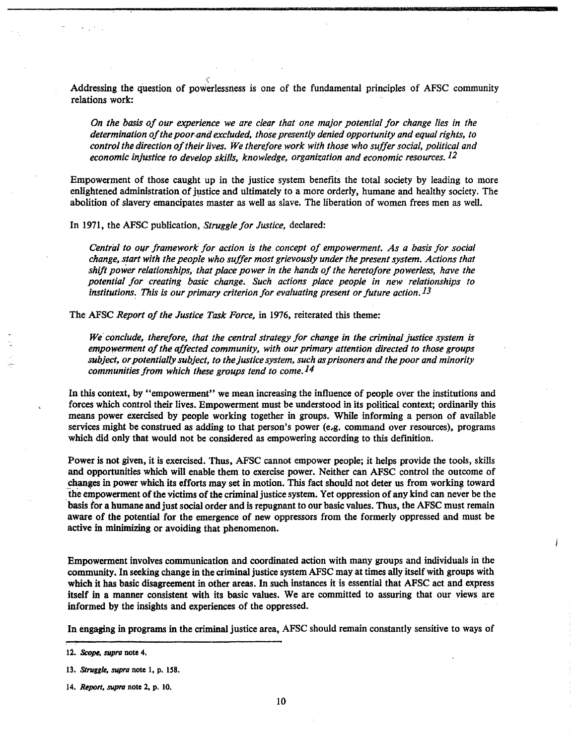Addressing the question of powerlessness is one of the fundamental principles of AFSC community relations work:

> *On the basis of our experience we are clear that one major potential for change lies in the determination of the poor and excluded, those presently denied opportunity and equal rights, to control the direction of their lives. We therefore work with those who suffer social, political and economic injustice to develop skills, knowledge, organization and economic resources.* [12]

Empowerment of those caught up in the justice system benefits the total society by leading to more enlightened administration of justice and ultimately to a more orderly, humane and healthy society. The abolition of slavery emancipates master as well as slave. The liberation of women frees men as well.

In 1971, the AFSC publication, *Struggle for Justice,* declared:

> *Central to our framework for action is the concept of empowerment. As a basis for social change, start with the people who suffer most grievously under the present system. Actions that shift power relationships, that place power in the hands of the heretofore powerless, have the potential for creating basic change. Such actions place people in new relationships to institutions. This is our primary criterion for evaluating present or future action.* [13]

The AFSC *Report of the Justice Task Force,* in 1976, reiterated this theme:

> *We conclude, therefore, that the central strategy for change in the criminal justice system is empowerment of the affected community, with our primary attention directed to those groups subject, or potentially subject, to the justice system, such as prisoners and the poor and minority communities from which these groups tend to come.* [14]

In this context, by "empowerment" we mean increasing the influence of people over the institutions and forces which control their lives. Empowerment must be understood in its political context; ordinarily this means power exercised by people working together in groups. While informing a person of available services might be construed as adding to that person's power (e.g. command over resources), programs which did only that would not be considered as empowering according to this definition.

Power is not given, it is exercised. Thus, AFSC cannot empower people; it helps provide the tools, skills and opportunities which will enable them to exercise power. Neither can AFSC control the outcome of changes in power which its efforts may set in motion. This fact should not deter us from working toward the empowerment of the victims of the criminal justice system. Yet oppression of any kind can never be the basis for a humane and just social order and is repugnant to our basic values. Thus, the AFSC must remain aware of the potential for the emergence of new oppressors from the formerly oppressed and must be active in minimizing or avoiding that phenomenon.

Empowerment involves communication and coordinated action with many groups and individuals in the community. In seeking change in the criminal justice system AFSC may at times ally itself with groups with which it has basic disagreement in other areas. In such instances it is essential that AFSC act and express itself in a manner consistent with its basic values. We are committed to assuring that our views are informed by the insights and experiences of the oppressed.

In engaging in programs in the criminal justice area, AFSC should remain constantly sensitive to ways of

---

12. *Scope, supra* note 4.

13. *Struggle, supra* note 1, p. 158.

14. *Report, supra* note 2, p. 10.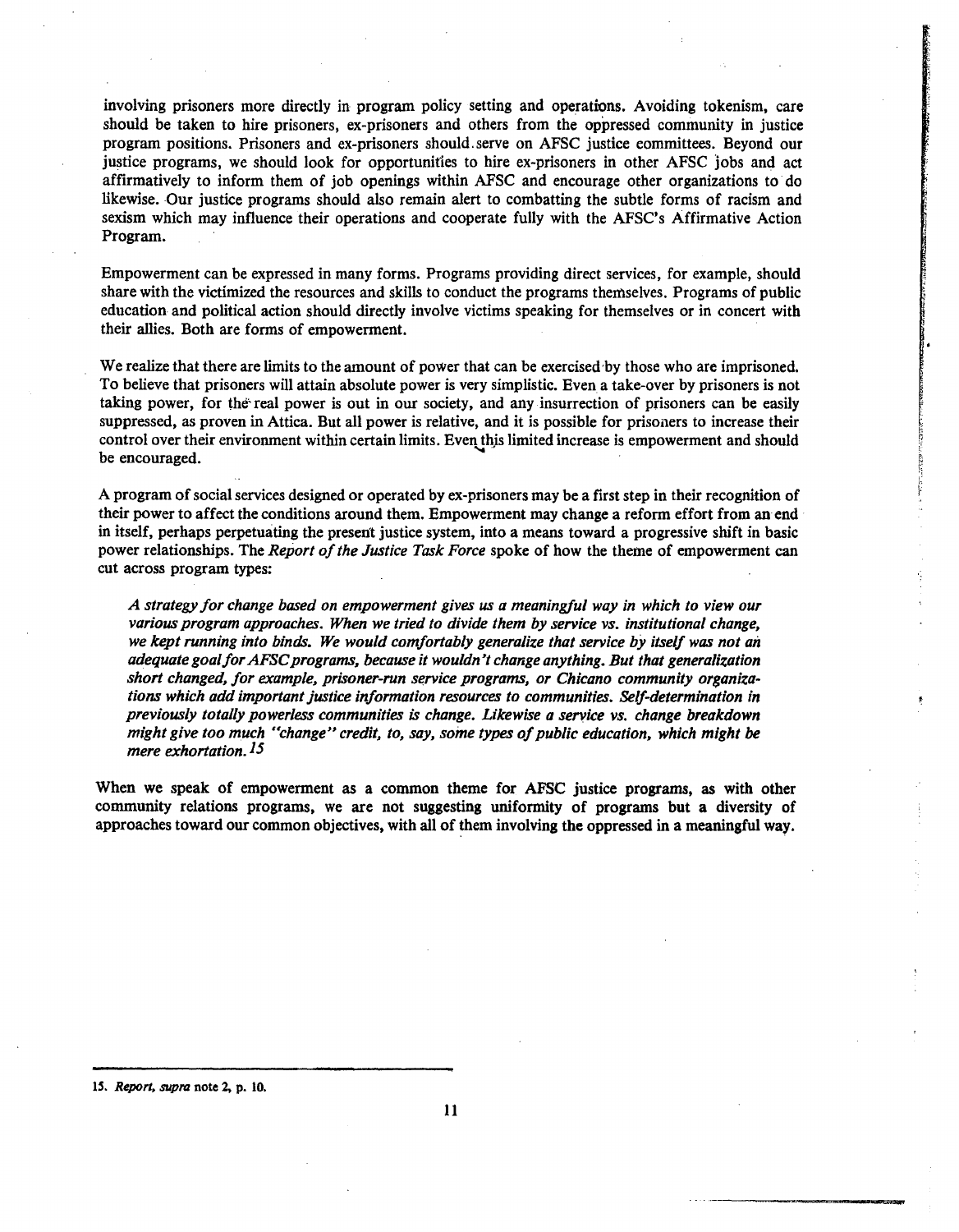involving prisoners more directly in program policy setting and operations. Avoiding tokenism, care should be taken to hire prisoners, ex-prisoners and others from the oppressed community in justice program positions. Prisoners and ex-prisoners should serve on AFSC justice committees. Beyond our justice programs, we should look for opportunities to hire ex-prisoners in other AFSC jobs and act affirmatively to inform them of job openings within AFSC and encourage other organizations to do likewise. Our justice programs should also remain alert to combatting the subtle forms of racism and sexism which may influence their operations and cooperate fully with the AFSC's Affirmative Action Program.

Empowerment can be expressed in many forms. Programs providing direct services, for example, should share with the victimized the resources and skills to conduct the programs themselves. Programs of public education and political action should directly involve victims speaking for themselves or in concert with their allies. Both are forms of empowerment.

We realize that there are limits to the amount of power that can be exercised by those who are imprisoned. To believe that prisoners will attain absolute power is very simplistic. Even a take-over by prisoners is not taking power, for the real power is out in our society, and any insurrection of prisoners can be easily suppressed, as proven in Attica. But all power is relative, and it is possible for prisoners to increase their control over their environment within certain limits. Even this limited increase is empowerment and should be encouraged.

A program of social services designed or operated by ex-prisoners may be a first step in their recognition of their power to affect the conditions around them. Empowerment may change a reform effort from an end in itself, perhaps perpetuating the present justice system, into a means toward a progressive shift in basic power relationships. The *Report of the Justice Task Force* spoke of how the theme of empowerment can cut across program types:

> *A strategy for change based on empowerment gives us a meaningful way in which to view our various program approaches. When we tried to divide them by service vs. institutional change, we kept running into binds. We would comfortably generalize that service by itself was not an adequate goal for AFSC programs, because it wouldn't change anything. But that generalization short changed, for example, prisoner-run service programs, or Chicano community organizations which add important justice information resources to communities. Self-determination in previously totally powerless communities is change. Likewise a service vs. change breakdown might give too much "change" credit, to, say, some types of public education, which might be mere exhortation.*[15]

When we speak of empowerment as a common theme for AFSC justice programs, as with other community relations programs, we are not suggesting uniformity of programs but a diversity of approaches toward our common objectives, with all of them involving the oppressed in a meaningful way.

---

15. *Report, supra* note 2, p. 10.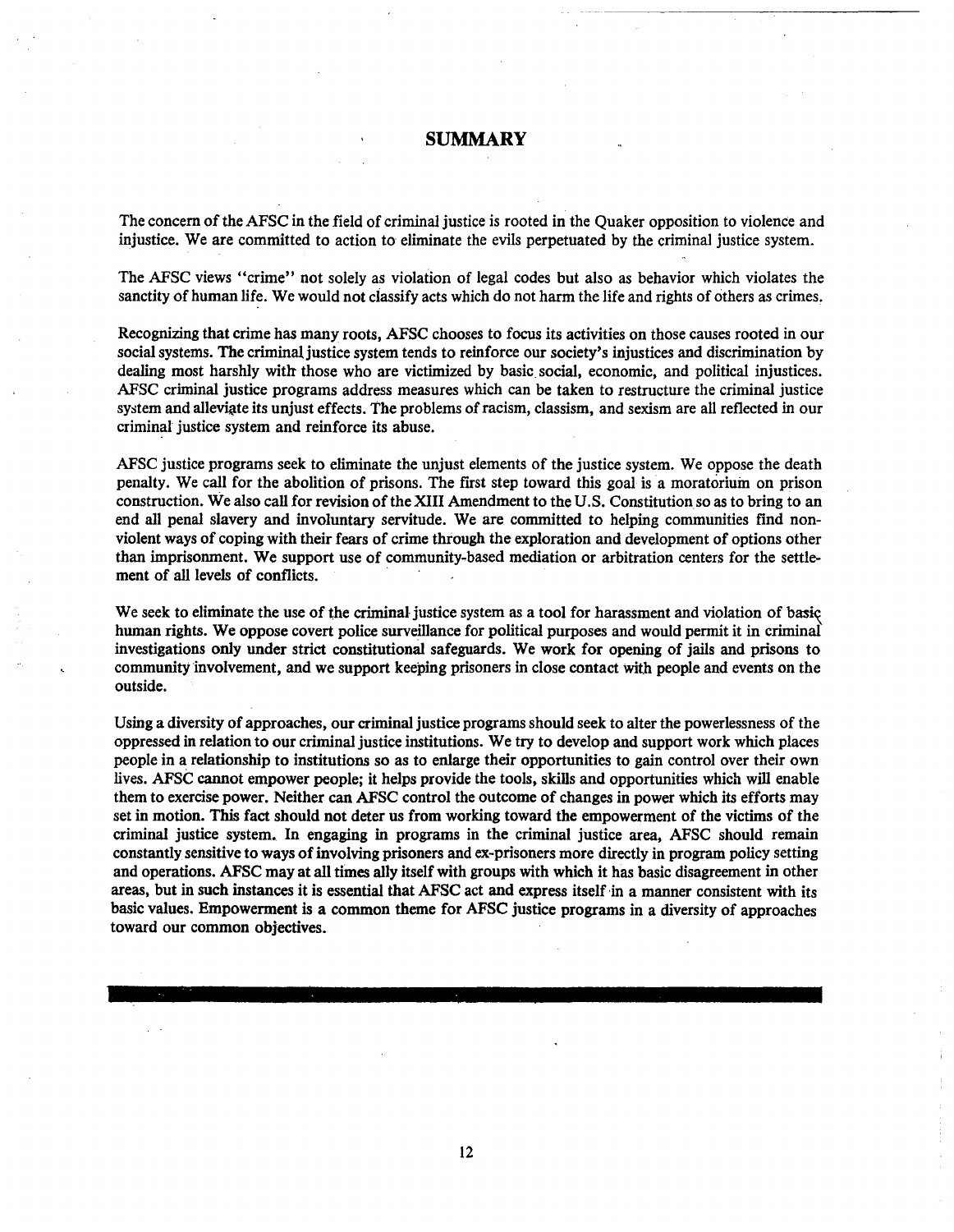# SUMMARY

The concern of the AFSC in the field of criminal justice is rooted in the Quaker opposition to violence and injustice. We are committed to action to eliminate the evils perpetuated by the criminal justice system.

The AFSC views "crime" not solely as violation of legal codes but also as behavior which violates the sanctity of human life. We would not classify acts which do not harm the life and rights of others as crimes.

Recognizing that crime has many roots, AFSC chooses to focus its activities on those causes rooted in our social systems. The criminal justice system tends to reinforce our society's injustices and discrimination by dealing most harshly with those who are victimized by basic social, economic, and political injustices. AFSC criminal justice programs address measures which can be taken to restructure the criminal justice system and alleviate its unjust effects. The problems of racism, classism, and sexism are all reflected in our criminal justice system and reinforce its abuse.

AFSC justice programs seek to eliminate the unjust elements of the justice system. We oppose the death penalty. We call for the abolition of prisons. The first step toward this goal is a moratorium on prison construction. We also call for revision of the XIII Amendment to the U.S. Constitution so as to bring to an end all penal slavery and involuntary servitude. We are committed to helping communities find non-violent ways of coping with their fears of crime through the exploration and development of options other than imprisonment. We support use of community-based mediation or arbitration centers for the settlement of all levels of conflicts.

We seek to eliminate the use of the criminal justice system as a tool for harassment and violation of basic human rights. We oppose covert police surveillance for political purposes and would permit it in criminal investigations only under strict constitutional safeguards. We work for opening of jails and prisons to community involvement, and we support keeping prisoners in close contact with people and events on the outside.

Using a diversity of approaches, our criminal justice programs should seek to alter the powerlessness of the oppressed in relation to our criminal justice institutions. We try to develop and support work which places people in a relationship to institutions so as to enlarge their opportunities to gain control over their own lives. AFSC cannot empower people; it helps provide the tools, skills and opportunities which will enable them to exercise power. Neither can AFSC control the outcome of changes in power which its efforts may set in motion. This fact should not deter us from working toward the empowerment of the victims of the criminal justice system. In engaging in programs in the criminal justice area, AFSC should remain constantly sensitive to ways of involving prisoners and ex-prisoners more directly in program policy setting and operations. AFSC may at all times ally itself with groups with which it has basic disagreement in other areas, but in such instances it is essential that AFSC act and express itself in a manner consistent with its basic values. Empowerment is a common theme for AFSC justice programs in a diversity of approaches toward our common objectives.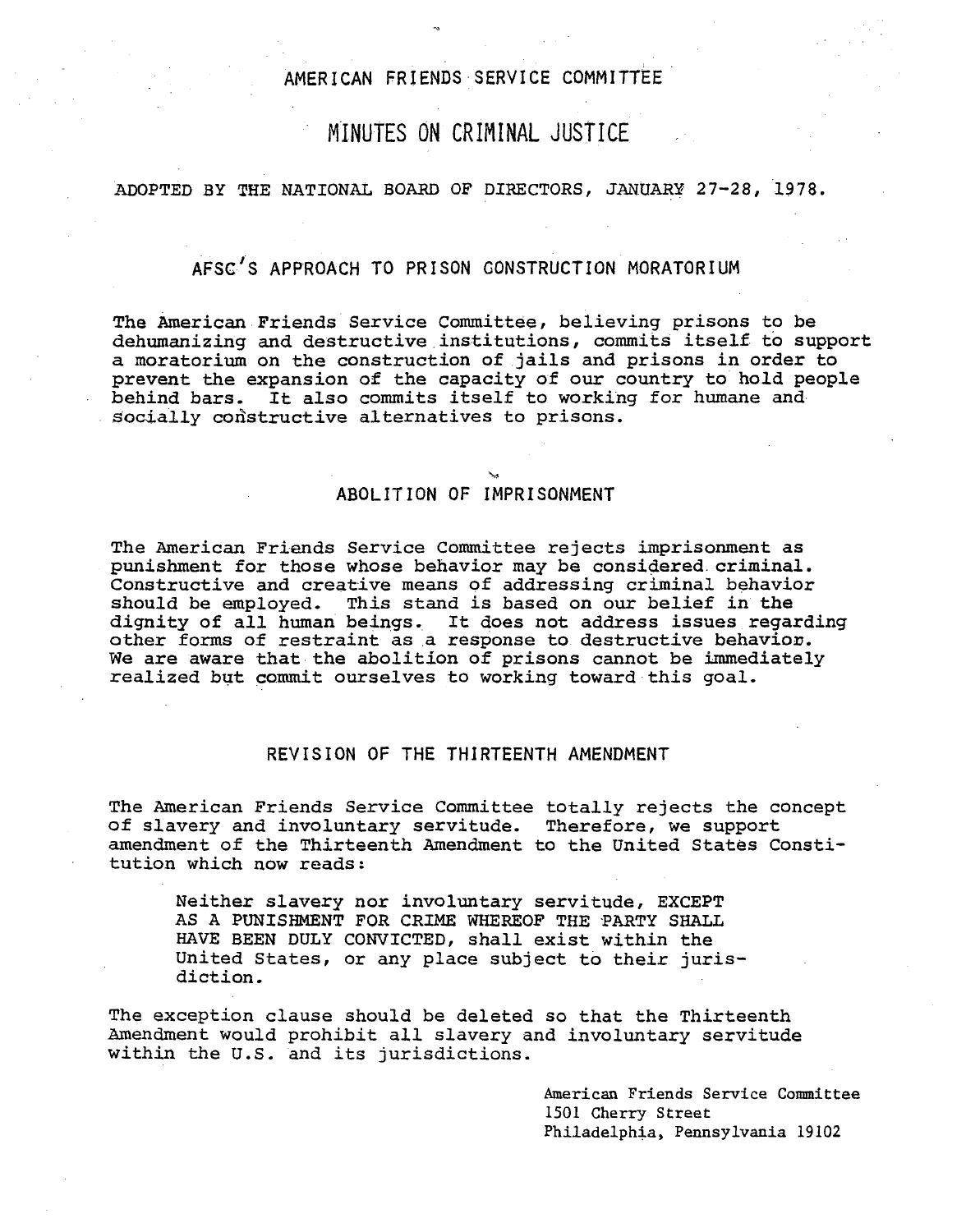AMERICAN FRIENDS SERVICE COMMITTEE

# MINUTES ON CRIMINAL JUSTICE

ADOPTED BY THE NATIONAL BOARD OF DIRECTORS, JANUARY 27-28, 1978.

## AFSC'S APPROACH TO PRISON CONSTRUCTION MORATORIUM

The American Friends Service Committee, believing prisons to be dehumanizing and destructive institutions, commits itself to support a moratorium on the construction of jails and prisons in order to prevent the expansion of the capacity of our country to hold people behind bars. It also commits itself to working for humane and socially constructive alternatives to prisons.

## ABOLITION OF IMPRISONMENT

The American Friends Service Committee rejects imprisonment as punishment for those whose behavior may be considered criminal. Constructive and creative means of addressing criminal behavior should be employed. This stand is based on our belief in the dignity of all human beings. It does not address issues regarding other forms of restraint as a response to destructive behavior. We are aware that the abolition of prisons cannot be immediately realized but commit ourselves to working toward this goal.

## REVISION OF THE THIRTEENTH AMENDMENT

The American Friends Service Committee totally rejects the concept of slavery and involuntary servitude. Therefore, we support amendment of the Thirteenth Amendment to the United States Constitution which now reads:

> Neither slavery nor involuntary servitude, EXCEPT AS A PUNISHMENT FOR CRIME WHEREOF THE PARTY SHALL HAVE BEEN DULY CONVICTED, shall exist within the United States, or any place subject to their jurisdiction.

The exception clause should be deleted so that the Thirteenth Amendment would prohibit all slavery and involuntary servitude within the U.S. and its jurisdictions.

American Friends Service Committee
1501 Cherry Street
Philadelphia, Pennsylvania 19102